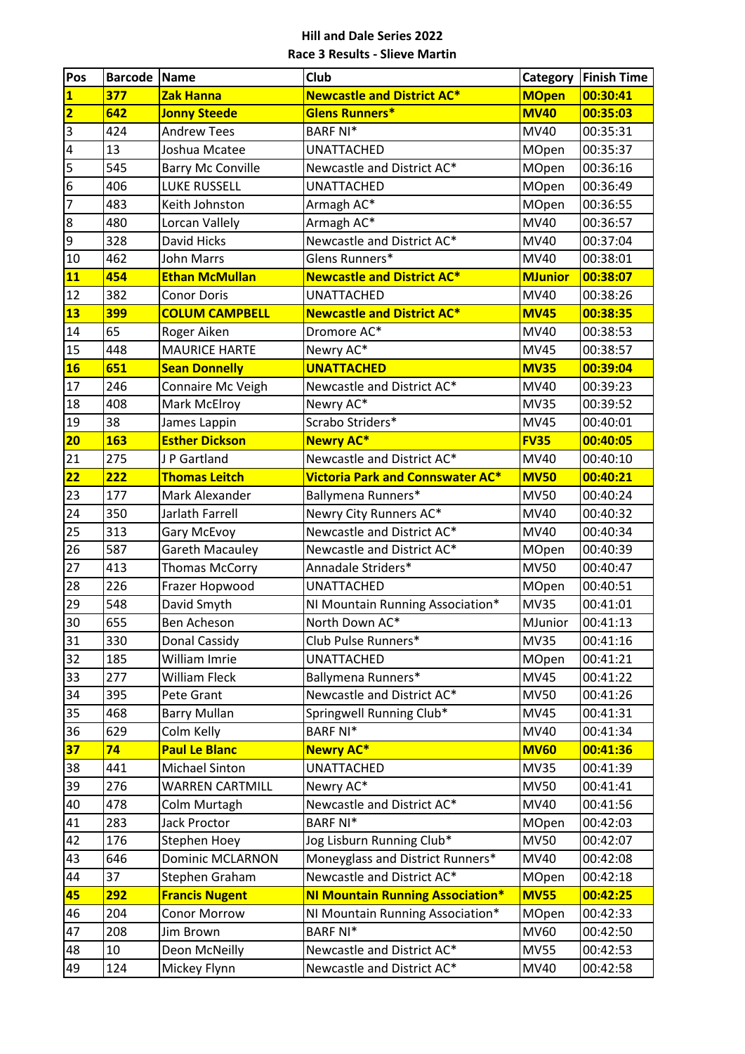**Hill and Dale Series 2022**

**Race 3 Results - Slieve Martin**

| Pos | Barcode | Name | Club | Category | Finish Time |
|---|---|---|---|---|---|
| **1** | **377** | **Zak Hanna** | **Newcastle and District AC*** | **MOpen** | **00:30:41** |
| **2** | **642** | **Jonny Steede** | **Glens Runners*** | **MV40** | **00:35:03** |
| 3 | 424 | Andrew Tees | BARF NI* | MV40 | 00:35:31 |
| 4 | 13 | Joshua Mcatee | UNATTACHED | MOpen | 00:35:37 |
| 5 | 545 | Barry Mc Conville | Newcastle and District AC* | MOpen | 00:36:16 |
| 6 | 406 | LUKE RUSSELL | UNATTACHED | MOpen | 00:36:49 |
| 7 | 483 | Keith Johnston | Armagh AC* | MOpen | 00:36:55 |
| 8 | 480 | Lorcan Vallely | Armagh AC* | MV40 | 00:36:57 |
| 9 | 328 | David Hicks | Newcastle and District AC* | MV40 | 00:37:04 |
| 10 | 462 | John Marrs | Glens Runners* | MV40 | 00:38:01 |
| **11** | **454** | **Ethan McMullan** | **Newcastle and District AC*** | **MJunior** | **00:38:07** |
| 12 | 382 | Conor Doris | UNATTACHED | MV40 | 00:38:26 |
| **13** | **399** | **COLUM CAMPBELL** | **Newcastle and District AC*** | **MV45** | **00:38:35** |
| 14 | 65 | Roger Aiken | Dromore AC* | MV40 | 00:38:53 |
| 15 | 448 | MAURICE HARTE | Newry AC* | MV45 | 00:38:57 |
| **16** | **651** | **Sean Donnelly** | **UNATTACHED** | **MV35** | **00:39:04** |
| 17 | 246 | Connaire Mc Veigh | Newcastle and District AC* | MV40 | 00:39:23 |
| 18 | 408 | Mark McElroy | Newry AC* | MV35 | 00:39:52 |
| 19 | 38 | James Lappin | Scrabo Striders* | MV45 | 00:40:01 |
| **20** | **163** | **Esther Dickson** | **Newry AC*** | **FV35** | **00:40:05** |
| 21 | 275 | J P Gartland | Newcastle and District AC* | MV40 | 00:40:10 |
| **22** | **222** | **Thomas Leitch** | **Victoria Park and Connswater AC*** | **MV50** | **00:40:21** |
| 23 | 177 | Mark Alexander | Ballymena Runners* | MV50 | 00:40:24 |
| 24 | 350 | Jarlath Farrell | Newry City Runners AC* | MV40 | 00:40:32 |
| 25 | 313 | Gary McEvoy | Newcastle and District AC* | MV40 | 00:40:34 |
| 26 | 587 | Gareth Macauley | Newcastle and District AC* | MOpen | 00:40:39 |
| 27 | 413 | Thomas McCorry | Annadale Striders* | MV50 | 00:40:47 |
| 28 | 226 | Frazer Hopwood | UNATTACHED | MOpen | 00:40:51 |
| 29 | 548 | David Smyth | NI Mountain Running Association* | MV35 | 00:41:01 |
| 30 | 655 | Ben Acheson | North Down AC* | MJunior | 00:41:13 |
| 31 | 330 | Donal Cassidy | Club Pulse Runners* | MV35 | 00:41:16 |
| 32 | 185 | William Imrie | UNATTACHED | MOpen | 00:41:21 |
| 33 | 277 | William Fleck | Ballymena Runners* | MV45 | 00:41:22 |
| 34 | 395 | Pete Grant | Newcastle and District AC* | MV50 | 00:41:26 |
| 35 | 468 | Barry Mullan | Springwell Running Club* | MV45 | 00:41:31 |
| 36 | 629 | Colm Kelly | BARF NI* | MV40 | 00:41:34 |
| **37** | **74** | **Paul Le Blanc** | **Newry AC*** | **MV60** | **00:41:36** |
| 38 | 441 | Michael Sinton | UNATTACHED | MV35 | 00:41:39 |
| 39 | 276 | WARREN CARTMILL | Newry AC* | MV50 | 00:41:41 |
| 40 | 478 | Colm Murtagh | Newcastle and District AC* | MV40 | 00:41:56 |
| 41 | 283 | Jack Proctor | BARF NI* | MOpen | 00:42:03 |
| 42 | 176 | Stephen Hoey | Jog Lisburn Running Club* | MV50 | 00:42:07 |
| 43 | 646 | Dominic MCLARNON | Moneyglass and District Runners* | MV40 | 00:42:08 |
| 44 | 37 | Stephen Graham | Newcastle and District AC* | MOpen | 00:42:18 |
| **45** | **292** | **Francis Nugent** | **NI Mountain Running Association*** | **MV55** | **00:42:25** |
| 46 | 204 | Conor Morrow | NI Mountain Running Association* | MOpen | 00:42:33 |
| 47 | 208 | Jim Brown | BARF NI* | MV60 | 00:42:50 |
| 48 | 10 | Deon McNeilly | Newcastle and District AC* | MV55 | 00:42:53 |
| 49 | 124 | Mickey Flynn | Newcastle and District AC* | MV40 | 00:42:58 |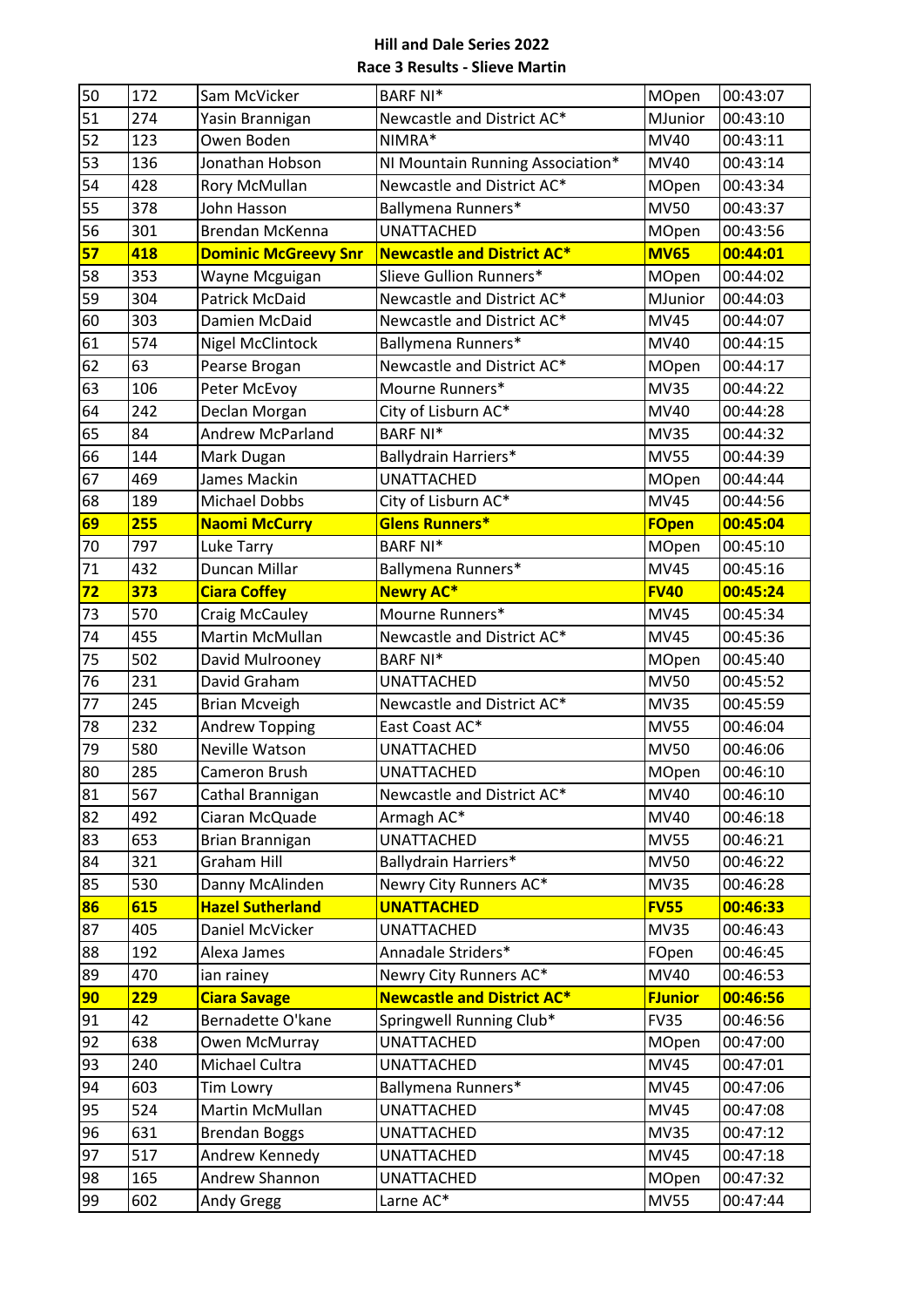**Hill and Dale Series 2022**
**Race 3 Results - Slieve Martin**

| | | | | | |
|---|---|---|---|---|---|
| 50 | 172 | Sam McVicker | BARF NI* | MOpen | 00:43:07 |
| 51 | 274 | Yasin Brannigan | Newcastle and District AC* | MJunior | 00:43:10 |
| 52 | 123 | Owen Boden | NIMRA* | MV40 | 00:43:11 |
| 53 | 136 | Jonathan Hobson | NI Mountain Running Association* | MV40 | 00:43:14 |
| 54 | 428 | Rory McMullan | Newcastle and District AC* | MOpen | 00:43:34 |
| 55 | 378 | John Hasson | Ballymena Runners* | MV50 | 00:43:37 |
| 56 | 301 | Brendan McKenna | UNATTACHED | MOpen | 00:43:56 |
| **57** | **418** | **Dominic McGreevy Snr** | **Newcastle and District AC*** | **MV65** | **00:44:01** |
| 58 | 353 | Wayne Mcguigan | Slieve Gullion Runners* | MOpen | 00:44:02 |
| 59 | 304 | Patrick McDaid | Newcastle and District AC* | MJunior | 00:44:03 |
| 60 | 303 | Damien McDaid | Newcastle and District AC* | MV45 | 00:44:07 |
| 61 | 574 | Nigel McClintock | Ballymena Runners* | MV40 | 00:44:15 |
| 62 | 63 | Pearse Brogan | Newcastle and District AC* | MOpen | 00:44:17 |
| 63 | 106 | Peter McEvoy | Mourne Runners* | MV35 | 00:44:22 |
| 64 | 242 | Declan Morgan | City of Lisburn AC* | MV40 | 00:44:28 |
| 65 | 84 | Andrew McParland | BARF NI* | MV35 | 00:44:32 |
| 66 | 144 | Mark Dugan | Ballydrain Harriers* | MV55 | 00:44:39 |
| 67 | 469 | James Mackin | UNATTACHED | MOpen | 00:44:44 |
| 68 | 189 | Michael Dobbs | City of Lisburn AC* | MV45 | 00:44:56 |
| **69** | **255** | **Naomi McCurry** | **Glens Runners*** | **FOpen** | **00:45:04** |
| 70 | 797 | Luke Tarry | BARF NI* | MOpen | 00:45:10 |
| 71 | 432 | Duncan Millar | Ballymena Runners* | MV45 | 00:45:16 |
| **72** | **373** | **Ciara Coffey** | **Newry AC*** | **FV40** | **00:45:24** |
| 73 | 570 | Craig McCauley | Mourne Runners* | MV45 | 00:45:34 |
| 74 | 455 | Martin McMullan | Newcastle and District AC* | MV45 | 00:45:36 |
| 75 | 502 | David Mulrooney | BARF NI* | MOpen | 00:45:40 |
| 76 | 231 | David Graham | UNATTACHED | MV50 | 00:45:52 |
| 77 | 245 | Brian Mcveigh | Newcastle and District AC* | MV35 | 00:45:59 |
| 78 | 232 | Andrew Topping | East Coast AC* | MV55 | 00:46:04 |
| 79 | 580 | Neville Watson | UNATTACHED | MV50 | 00:46:06 |
| 80 | 285 | Cameron Brush | UNATTACHED | MOpen | 00:46:10 |
| 81 | 567 | Cathal Brannigan | Newcastle and District AC* | MV40 | 00:46:10 |
| 82 | 492 | Ciaran McQuade | Armagh AC* | MV40 | 00:46:18 |
| 83 | 653 | Brian Brannigan | UNATTACHED | MV55 | 00:46:21 |
| 84 | 321 | Graham Hill | Ballydrain Harriers* | MV50 | 00:46:22 |
| 85 | 530 | Danny McAlinden | Newry City Runners AC* | MV35 | 00:46:28 |
| **86** | **615** | **Hazel Sutherland** | **UNATTACHED** | **FV55** | **00:46:33** |
| 87 | 405 | Daniel McVicker | UNATTACHED | MV35 | 00:46:43 |
| 88 | 192 | Alexa James | Annadale Striders* | FOpen | 00:46:45 |
| 89 | 470 | ian rainey | Newry City Runners AC* | MV40 | 00:46:53 |
| **90** | **229** | **Ciara Savage** | **Newcastle and District AC*** | **FJunior** | **00:46:56** |
| 91 | 42 | Bernadette O'kane | Springwell Running Club* | FV35 | 00:46:56 |
| 92 | 638 | Owen McMurray | UNATTACHED | MOpen | 00:47:00 |
| 93 | 240 | Michael Cultra | UNATTACHED | MV45 | 00:47:01 |
| 94 | 603 | Tim Lowry | Ballymena Runners* | MV45 | 00:47:06 |
| 95 | 524 | Martin McMullan | UNATTACHED | MV45 | 00:47:08 |
| 96 | 631 | Brendan Boggs | UNATTACHED | MV35 | 00:47:12 |
| 97 | 517 | Andrew Kennedy | UNATTACHED | MV45 | 00:47:18 |
| 98 | 165 | Andrew Shannon | UNATTACHED | MOpen | 00:47:32 |
| 99 | 602 | Andy Gregg | Larne AC* | MV55 | 00:47:44 |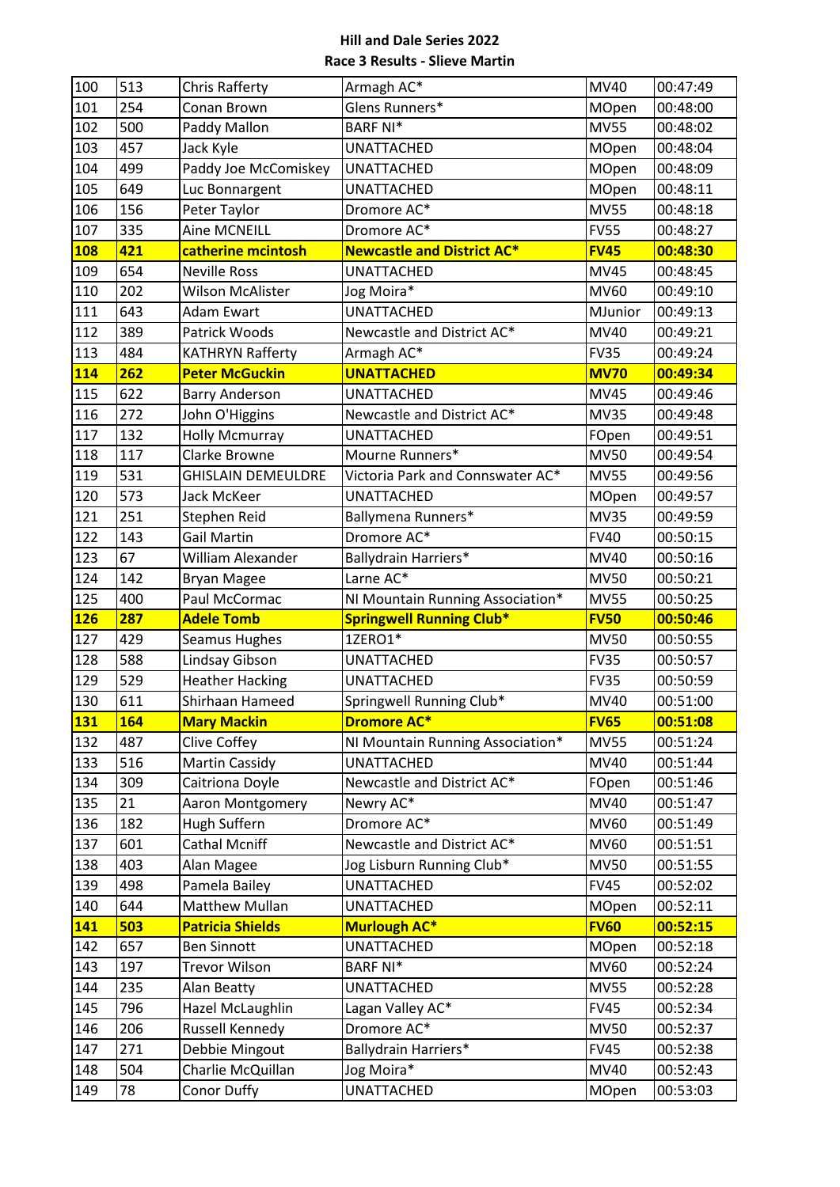**Hill and Dale Series 2022**

**Race 3 Results - Slieve Martin**

| | | | | | |
|---|---|---|---|---|---|
| 100 | 513 | Chris Rafferty | Armagh AC* | MV40 | 00:47:49 |
| 101 | 254 | Conan Brown | Glens Runners* | MOpen | 00:48:00 |
| 102 | 500 | Paddy Mallon | BARF NI* | MV55 | 00:48:02 |
| 103 | 457 | Jack Kyle | UNATTACHED | MOpen | 00:48:04 |
| 104 | 499 | Paddy Joe McComiskey | UNATTACHED | MOpen | 00:48:09 |
| 105 | 649 | Luc Bonnargent | UNATTACHED | MOpen | 00:48:11 |
| 106 | 156 | Peter Taylor | Dromore AC* | MV55 | 00:48:18 |
| 107 | 335 | Aine MCNEILL | Dromore AC* | FV55 | 00:48:27 |
| **108** | **421** | **catherine mcintosh** | **Newcastle and District AC*** | **FV45** | **00:48:30** |
| 109 | 654 | Neville Ross | UNATTACHED | MV45 | 00:48:45 |
| 110 | 202 | Wilson McAlister | Jog Moira* | MV60 | 00:49:10 |
| 111 | 643 | Adam Ewart | UNATTACHED | MJunior | 00:49:13 |
| 112 | 389 | Patrick Woods | Newcastle and District AC* | MV40 | 00:49:21 |
| 113 | 484 | KATHRYN Rafferty | Armagh AC* | FV35 | 00:49:24 |
| **114** | **262** | **Peter McGuckin** | **UNATTACHED** | **MV70** | **00:49:34** |
| 115 | 622 | Barry Anderson | UNATTACHED | MV45 | 00:49:46 |
| 116 | 272 | John O'Higgins | Newcastle and District AC* | MV35 | 00:49:48 |
| 117 | 132 | Holly Mcmurray | UNATTACHED | FOpen | 00:49:51 |
| 118 | 117 | Clarke Browne | Mourne Runners* | MV50 | 00:49:54 |
| 119 | 531 | GHISLAIN DEMEULDRE | Victoria Park and Connswater AC* | MV55 | 00:49:56 |
| 120 | 573 | Jack McKeer | UNATTACHED | MOpen | 00:49:57 |
| 121 | 251 | Stephen Reid | Ballymena Runners* | MV35 | 00:49:59 |
| 122 | 143 | Gail Martin | Dromore AC* | FV40 | 00:50:15 |
| 123 | 67 | William Alexander | Ballydrain Harriers* | MV40 | 00:50:16 |
| 124 | 142 | Bryan Magee | Larne AC* | MV50 | 00:50:21 |
| 125 | 400 | Paul McCormac | NI Mountain Running Association* | MV55 | 00:50:25 |
| **126** | **287** | **Adele Tomb** | **Springwell Running Club*** | **FV50** | **00:50:46** |
| 127 | 429 | Seamus Hughes | 1ZERO1* | MV50 | 00:50:55 |
| 128 | 588 | Lindsay Gibson | UNATTACHED | FV35 | 00:50:57 |
| 129 | 529 | Heather Hacking | UNATTACHED | FV35 | 00:50:59 |
| 130 | 611 | Shirhaan Hameed | Springwell Running Club* | MV40 | 00:51:00 |
| **131** | **164** | **Mary Mackin** | **Dromore AC*** | **FV65** | **00:51:08** |
| 132 | 487 | Clive Coffey | NI Mountain Running Association* | MV55 | 00:51:24 |
| 133 | 516 | Martin Cassidy | UNATTACHED | MV40 | 00:51:44 |
| 134 | 309 | Caitriona Doyle | Newcastle and District AC* | FOpen | 00:51:46 |
| 135 | 21 | Aaron Montgomery | Newry AC* | MV40 | 00:51:47 |
| 136 | 182 | Hugh Suffern | Dromore AC* | MV60 | 00:51:49 |
| 137 | 601 | Cathal Mcniff | Newcastle and District AC* | MV60 | 00:51:51 |
| 138 | 403 | Alan Magee | Jog Lisburn Running Club* | MV50 | 00:51:55 |
| 139 | 498 | Pamela Bailey | UNATTACHED | FV45 | 00:52:02 |
| 140 | 644 | Matthew Mullan | UNATTACHED | MOpen | 00:52:11 |
| **141** | **503** | **Patricia Shields** | **Murlough AC*** | **FV60** | **00:52:15** |
| 142 | 657 | Ben Sinnott | UNATTACHED | MOpen | 00:52:18 |
| 143 | 197 | Trevor Wilson | BARF NI* | MV60 | 00:52:24 |
| 144 | 235 | Alan Beatty | UNATTACHED | MV55 | 00:52:28 |
| 145 | 796 | Hazel McLaughlin | Lagan Valley AC* | FV45 | 00:52:34 |
| 146 | 206 | Russell Kennedy | Dromore AC* | MV50 | 00:52:37 |
| 147 | 271 | Debbie Mingout | Ballydrain Harriers* | FV45 | 00:52:38 |
| 148 | 504 | Charlie McQuillan | Jog Moira* | MV40 | 00:52:43 |
| 149 | 78 | Conor Duffy | UNATTACHED | MOpen | 00:53:03 |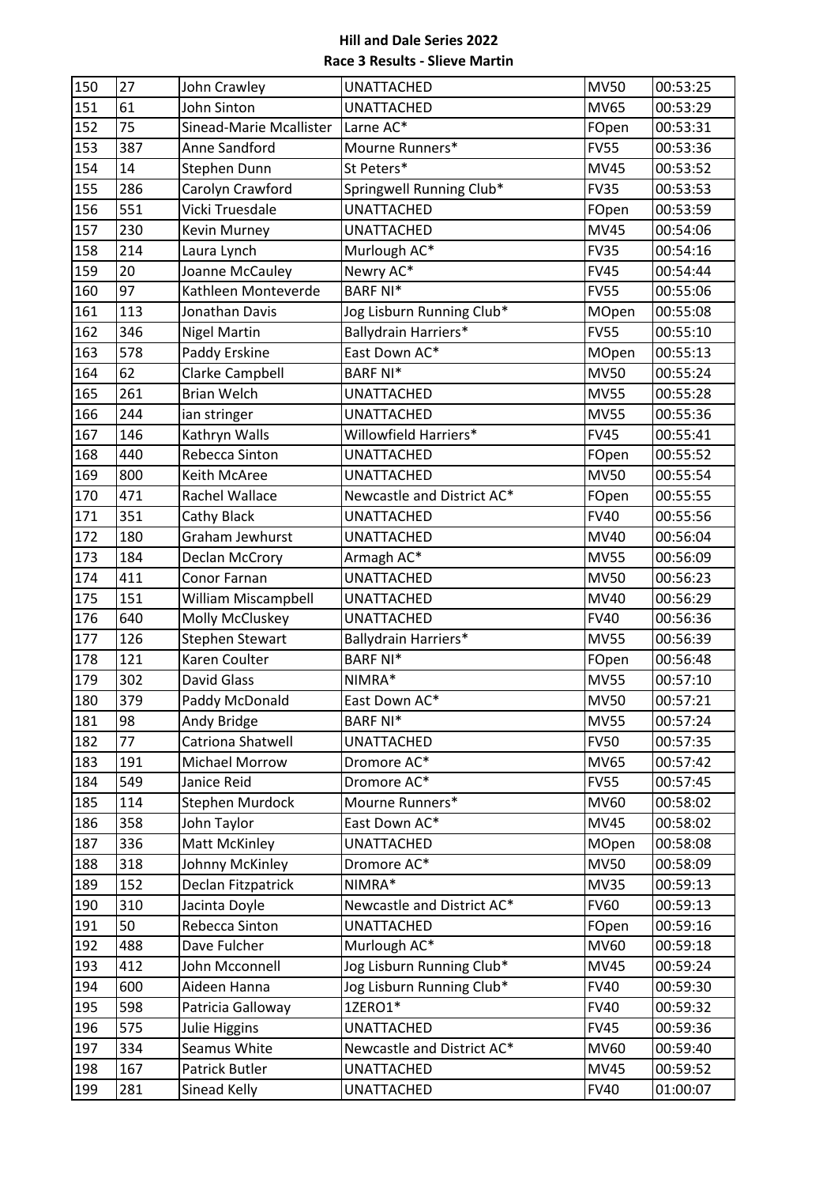**Hill and Dale Series 2022**

**Race 3 Results - Slieve Martin**

| | | | | | |
|---|---|---|---|---|---|
| 150 | 27 | John Crawley | UNATTACHED | MV50 | 00:53:25 |
| 151 | 61 | John Sinton | UNATTACHED | MV65 | 00:53:29 |
| 152 | 75 | Sinead-Marie Mcallister | Larne AC* | FOpen | 00:53:31 |
| 153 | 387 | Anne Sandford | Mourne Runners* | FV55 | 00:53:36 |
| 154 | 14 | Stephen Dunn | St Peters* | MV45 | 00:53:52 |
| 155 | 286 | Carolyn Crawford | Springwell Running Club* | FV35 | 00:53:53 |
| 156 | 551 | Vicki Truesdale | UNATTACHED | FOpen | 00:53:59 |
| 157 | 230 | Kevin Murney | UNATTACHED | MV45 | 00:54:06 |
| 158 | 214 | Laura Lynch | Murlough AC* | FV35 | 00:54:16 |
| 159 | 20 | Joanne McCauley | Newry AC* | FV45 | 00:54:44 |
| 160 | 97 | Kathleen Monteverde | BARF NI* | FV55 | 00:55:06 |
| 161 | 113 | Jonathan Davis | Jog Lisburn Running Club* | MOpen | 00:55:08 |
| 162 | 346 | Nigel Martin | Ballydrain Harriers* | FV55 | 00:55:10 |
| 163 | 578 | Paddy Erskine | East Down AC* | MOpen | 00:55:13 |
| 164 | 62 | Clarke Campbell | BARF NI* | MV50 | 00:55:24 |
| 165 | 261 | Brian Welch | UNATTACHED | MV55 | 00:55:28 |
| 166 | 244 | ian stringer | UNATTACHED | MV55 | 00:55:36 |
| 167 | 146 | Kathryn Walls | Willowfield Harriers* | FV45 | 00:55:41 |
| 168 | 440 | Rebecca Sinton | UNATTACHED | FOpen | 00:55:52 |
| 169 | 800 | Keith McAree | UNATTACHED | MV50 | 00:55:54 |
| 170 | 471 | Rachel Wallace | Newcastle and District AC* | FOpen | 00:55:55 |
| 171 | 351 | Cathy Black | UNATTACHED | FV40 | 00:55:56 |
| 172 | 180 | Graham Jewhurst | UNATTACHED | MV40 | 00:56:04 |
| 173 | 184 | Declan McCrory | Armagh AC* | MV55 | 00:56:09 |
| 174 | 411 | Conor Farnan | UNATTACHED | MV50 | 00:56:23 |
| 175 | 151 | William Miscampbell | UNATTACHED | MV40 | 00:56:29 |
| 176 | 640 | Molly McCluskey | UNATTACHED | FV40 | 00:56:36 |
| 177 | 126 | Stephen Stewart | Ballydrain Harriers* | MV55 | 00:56:39 |
| 178 | 121 | Karen Coulter | BARF NI* | FOpen | 00:56:48 |
| 179 | 302 | David Glass | NIMRA* | MV55 | 00:57:10 |
| 180 | 379 | Paddy McDonald | East Down AC* | MV50 | 00:57:21 |
| 181 | 98 | Andy Bridge | BARF NI* | MV55 | 00:57:24 |
| 182 | 77 | Catriona Shatwell | UNATTACHED | FV50 | 00:57:35 |
| 183 | 191 | Michael Morrow | Dromore AC* | MV65 | 00:57:42 |
| 184 | 549 | Janice Reid | Dromore AC* | FV55 | 00:57:45 |
| 185 | 114 | Stephen Murdock | Mourne Runners* | MV60 | 00:58:02 |
| 186 | 358 | John Taylor | East Down AC* | MV45 | 00:58:02 |
| 187 | 336 | Matt McKinley | UNATTACHED | MOpen | 00:58:08 |
| 188 | 318 | Johnny McKinley | Dromore AC* | MV50 | 00:58:09 |
| 189 | 152 | Declan Fitzpatrick | NIMRA* | MV35 | 00:59:13 |
| 190 | 310 | Jacinta Doyle | Newcastle and District AC* | FV60 | 00:59:13 |
| 191 | 50 | Rebecca Sinton | UNATTACHED | FOpen | 00:59:16 |
| 192 | 488 | Dave Fulcher | Murlough AC* | MV60 | 00:59:18 |
| 193 | 412 | John Mcconnell | Jog Lisburn Running Club* | MV45 | 00:59:24 |
| 194 | 600 | Aideen Hanna | Jog Lisburn Running Club* | FV40 | 00:59:30 |
| 195 | 598 | Patricia Galloway | 1ZERO1* | FV40 | 00:59:32 |
| 196 | 575 | Julie Higgins | UNATTACHED | FV45 | 00:59:36 |
| 197 | 334 | Seamus White | Newcastle and District AC* | MV60 | 00:59:40 |
| 198 | 167 | Patrick Butler | UNATTACHED | MV45 | 00:59:52 |
| 199 | 281 | Sinead Kelly | UNATTACHED | FV40 | 01:00:07 |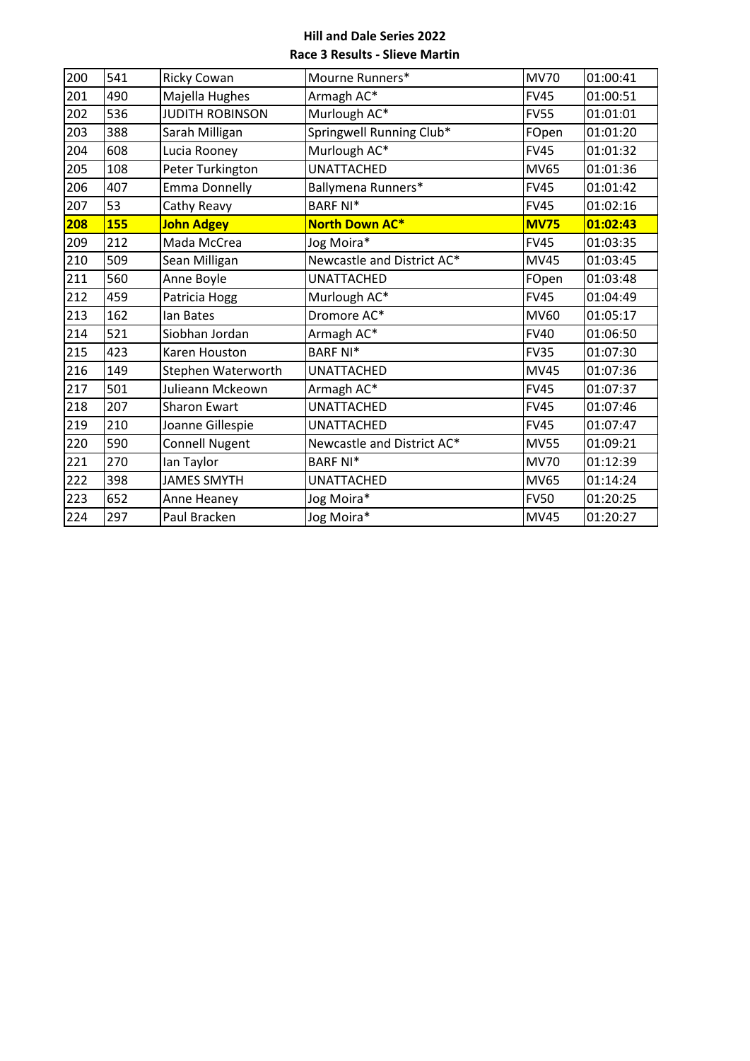**Hill and Dale Series 2022**

**Race 3 Results - Slieve Martin**

| | | | | | |
|---|---|---|---|---|---|
| 200 | 541 | Ricky Cowan | Mourne Runners* | MV70 | 01:00:41 |
| 201 | 490 | Majella Hughes | Armagh AC* | FV45 | 01:00:51 |
| 202 | 536 | JUDITH ROBINSON | Murlough AC* | FV55 | 01:01:01 |
| 203 | 388 | Sarah Milligan | Springwell Running Club* | FOpen | 01:01:20 |
| 204 | 608 | Lucia Rooney | Murlough AC* | FV45 | 01:01:32 |
| 205 | 108 | Peter Turkington | UNATTACHED | MV65 | 01:01:36 |
| 206 | 407 | Emma Donnelly | Ballymena Runners* | FV45 | 01:01:42 |
| 207 | 53 | Cathy Reavy | BARF NI* | FV45 | 01:02:16 |
| **208** | **155** | **John Adgey** | **North Down AC*** | **MV75** | **01:02:43** |
| 209 | 212 | Mada McCrea | Jog Moira* | FV45 | 01:03:35 |
| 210 | 509 | Sean Milligan | Newcastle and District AC* | MV45 | 01:03:45 |
| 211 | 560 | Anne Boyle | UNATTACHED | FOpen | 01:03:48 |
| 212 | 459 | Patricia Hogg | Murlough AC* | FV45 | 01:04:49 |
| 213 | 162 | Ian Bates | Dromore AC* | MV60 | 01:05:17 |
| 214 | 521 | Siobhan Jordan | Armagh AC* | FV40 | 01:06:50 |
| 215 | 423 | Karen Houston | BARF NI* | FV35 | 01:07:30 |
| 216 | 149 | Stephen Waterworth | UNATTACHED | MV45 | 01:07:36 |
| 217 | 501 | Julieann Mckeown | Armagh AC* | FV45 | 01:07:37 |
| 218 | 207 | Sharon Ewart | UNATTACHED | FV45 | 01:07:46 |
| 219 | 210 | Joanne Gillespie | UNATTACHED | FV45 | 01:07:47 |
| 220 | 590 | Connell Nugent | Newcastle and District AC* | MV55 | 01:09:21 |
| 221 | 270 | Ian Taylor | BARF NI* | MV70 | 01:12:39 |
| 222 | 398 | JAMES SMYTH | UNATTACHED | MV65 | 01:14:24 |
| 223 | 652 | Anne Heaney | Jog Moira* | FV50 | 01:20:25 |
| 224 | 297 | Paul Bracken | Jog Moira* | MV45 | 01:20:27 |